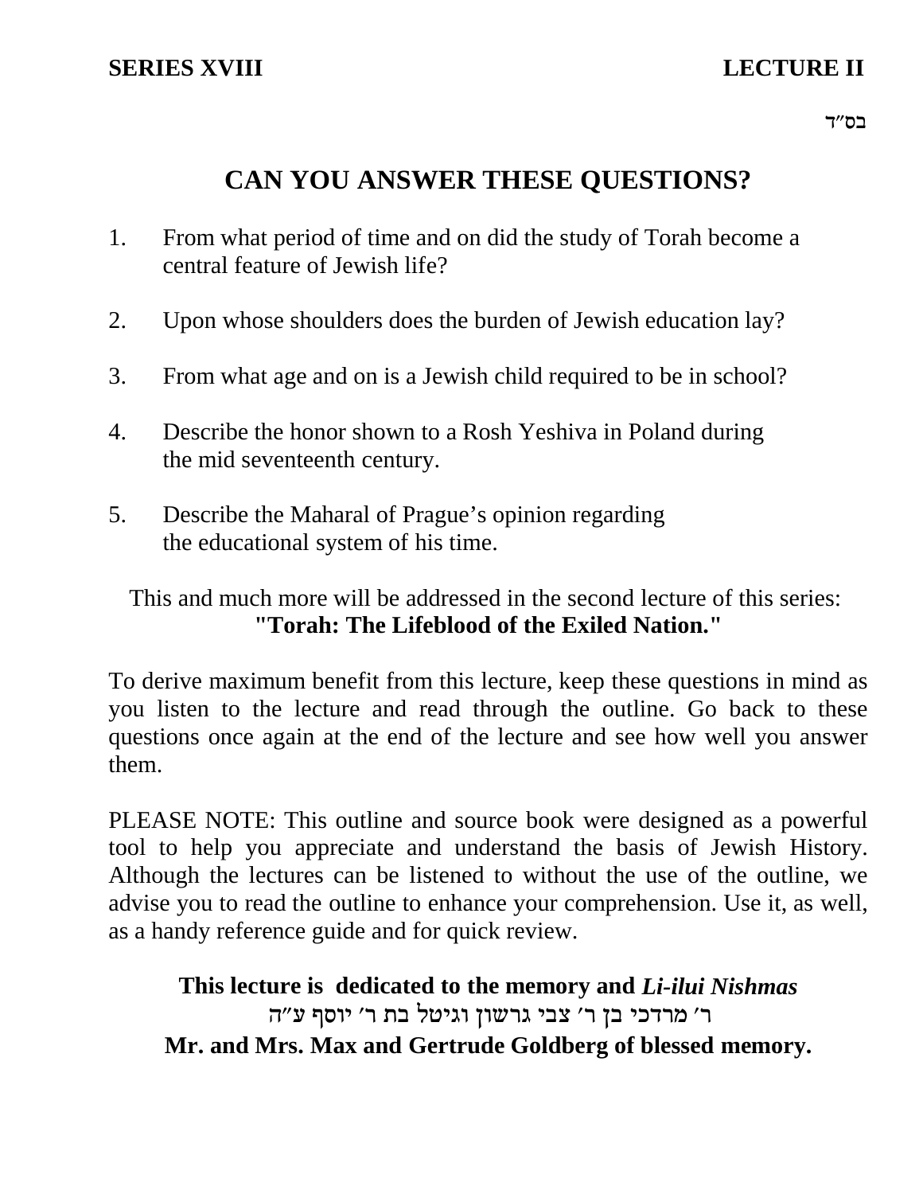**SERIES XVIII** **LECTURE II**

בס״ד

# CAN YOU ANSWER THESE QUESTIONS?

1. From what period of time and on did the study of Torah become a central feature of Jewish life?

2. Upon whose shoulders does the burden of Jewish education lay?

3. From what age and on is a Jewish child required to be in school?

4. Describe the honor shown to a Rosh Yeshiva in Poland during the mid seventeenth century.

5. Describe the Maharal of Prague's opinion regarding the educational system of his time.

This and much more will be addressed in the second lecture of this series:
**"Torah: The Lifeblood of the Exiled Nation."**

To derive maximum benefit from this lecture, keep these questions in mind as you listen to the lecture and read through the outline. Go back to these questions once again at the end of the lecture and see how well you answer them.

PLEASE NOTE: This outline and source book were designed as a powerful tool to help you appreciate and understand the basis of Jewish History. Although the lectures can be listened to without the use of the outline, we advise you to read the outline to enhance your comprehension. Use it, as well, as a handy reference guide and for quick review.

**This lecture is dedicated to the memory and *Li-ilui Nishmas***
ר׳ מרדכי בן ר׳ צבי גרשון וגיטל בת ר׳ יוסף ע״ה
**Mr. and Mrs. Max and Gertrude Goldberg of blessed memory.**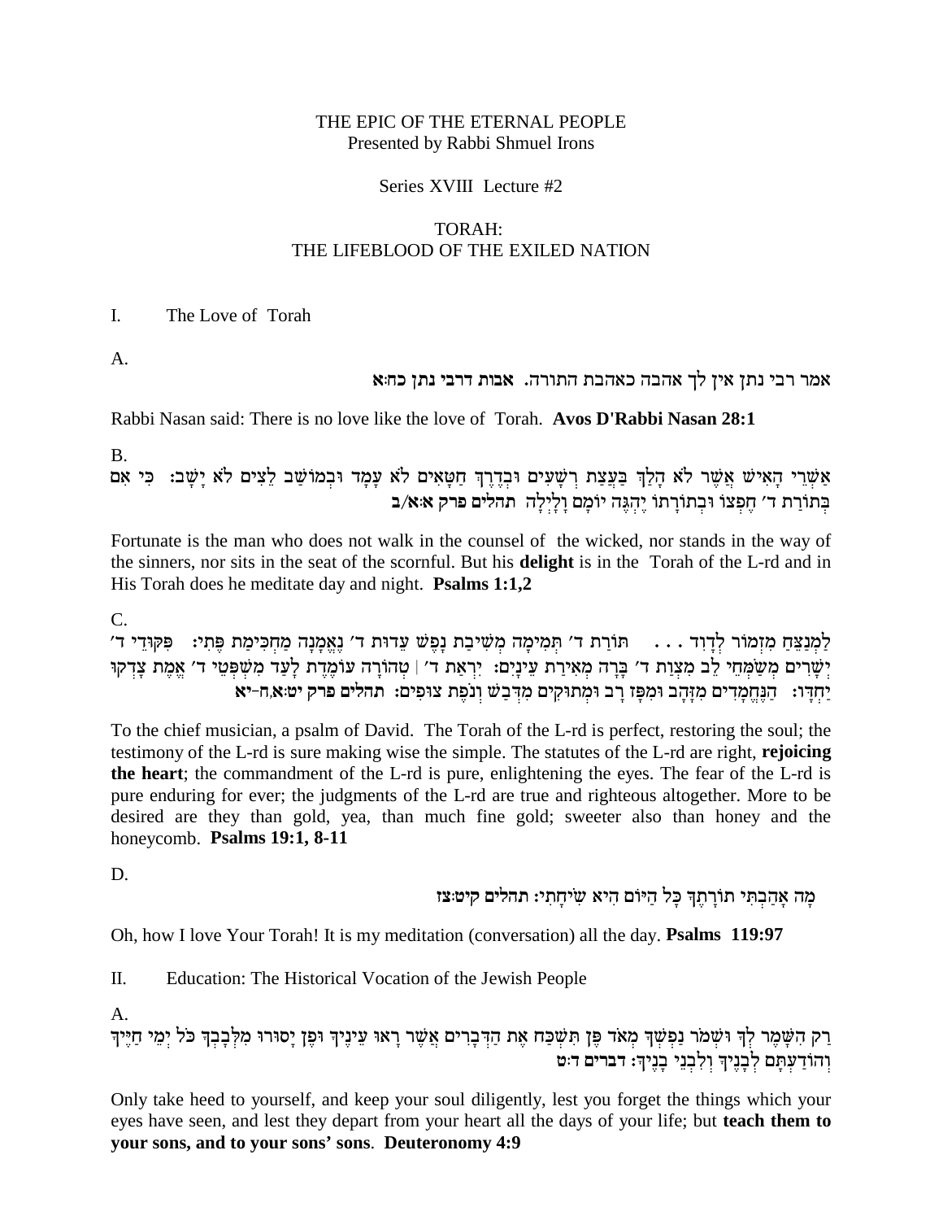THE EPIC OF THE ETERNAL PEOPLE
Presented by Rabbi Shmuel Irons

Series XVIII Lecture #2

TORAH:
THE LIFEBLOOD OF THE EXILED NATION

I. The Love of Torah

A.

אמר רבי נתן אין לך אהבה כאהבת התורה. **אבות דרבי נתן כח:א**

Rabbi Nasan said: There is no love like the love of Torah. **Avos D'Rabbi Nasan 28:1**

B.

**אַשְׁרֵי הָאִישׁ אֲשֶׁר לֹא הָלַךְ בַּעֲצַת רְשָׁעִים וּבְדֶרֶךְ חַטָּאִים לֹא עָמָד וּבְמוֹשַׁב לֵצִים לֹא יָשָׁב: כִּי אִם בְּתוֹרַת ד׳ חֶפְצוֹ וּבְתוֹרָתוֹ יֶהְגֶּה יוֹמָם וָלָיְלָה תהלים פרק א:א/ב**

Fortunate is the man who does not walk in the counsel of the wicked, nor stands in the way of the sinners, nor sits in the seat of the scornful. But his **delight** is in the Torah of the L-rd and in His Torah does he meditate day and night. **Psalms 1:1,2**

C.

**לַמְנַצֵּחַ מִזְמוֹר לְדָוִד . . . תּוֹרַת ד׳ תְּמִימָה מְשִׁיבַת נָפֶשׁ עֵדוּת ד׳ נֶאֱמָנָה מַחְכִּימַת פֶּתִי: פִּקּוּדֵי ד׳ יְשָׁרִים מְשַׂמְּחֵי לֵב מִצְוַת ד׳ בָּרָה מְאִירַת עֵינָיִם: יִרְאַת ד׳ | טְהוֹרָה עוֹמֶדֶת לָעַד מִשְׁפְּטֵי ד׳ אֱמֶת צָדְקוּ יַחְדָּו: הַנֶּחֱמָדִים מִזָּהָב וּמִפַּז רָב וּמְתוּקִים מִדְּבַשׁ וְנֹפֶת צוּפִים: תהלים פרק יט:א,ח-יא**

To the chief musician, a psalm of David. The Torah of the L-rd is perfect, restoring the soul; the testimony of the L-rd is sure making wise the simple. The statutes of the L-rd are right, **rejoicing the heart**; the commandment of the L-rd is pure, enlightening the eyes. The fear of the L-rd is pure enduring for ever; the judgments of the L-rd are true and righteous altogether. More to be desired are they than gold, yea, than much fine gold; sweeter also than honey and the honeycomb. **Psalms 19:1, 8-11**

D.

**מָה אָהַבְתִּי תוֹרָתֶךָ כָּל הַיּוֹם הִיא שִׂיחָתִי: תהלים קיט:צז**

Oh, how I love Your Torah! It is my meditation (conversation) all the day. **Psalms 119:97**

II. Education: The Historical Vocation of the Jewish People

A.

**רַק הִשָּׁמֶר לְךָ וּשְׁמֹר נַפְשְׁךָ מְאֹד פֶּן תִּשְׁכַּח אֶת הַדְּבָרִים אֲשֶׁר רָאוּ עֵינֶיךָ וּפֶן יָסוּרוּ מִלְּבָבְךָ כֹּל יְמֵי חַיֶּיךָ וְהוֹדַעְתָּם לְבָנֶיךָ וְלִבְנֵי בָנֶיךָ: דברים ד:ט**

Only take heed to yourself, and keep your soul diligently, lest you forget the things which your eyes have seen, and lest they depart from your heart all the days of your life; but **teach them to your sons, and to your sons' sons**. **Deuteronomy 4:9**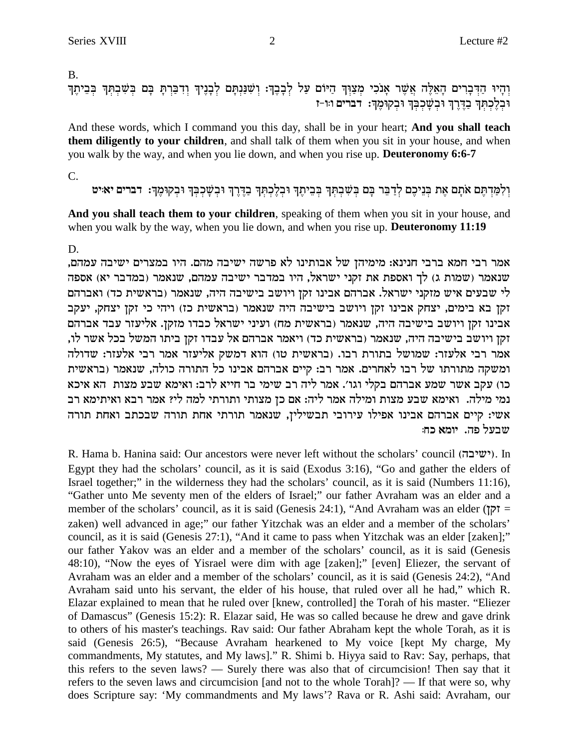B.

וְהָיוּ הַדְּבָרִים הָאֵלֶּה אֲשֶׁר אָנֹכִי מְצַוְּךָ הַיּוֹם עַל לְבָבֶךָ: וְשִׁנַּנְתָּם לְבָנֶיךָ וְדִבַּרְתָּ בָּם בְּשִׁבְתְּךָ בְּבֵיתֶךָ וּבְלֶכְתְּךָ בַדֶּרֶךְ וּבְשָׁכְבְּךָ וּבְקוּמֶךָ: **דברים ו:ו-ז**

And these words, which I command you this day, shall be in your heart; **And you shall teach them diligently to your children**, and shall talk of them when you sit in your house, and when you walk by the way, and when you lie down, and when you rise up. **Deuteronomy 6:6-7**

C.

וְלִמַּדְתֶּם אֹתָם אֶת בְּנֵיכֶם לְדַבֵּר בָּם בְּשִׁבְתְּךָ בְּבֵיתֶךָ וּבְלֶכְתְּךָ בַדֶּרֶךְ וּבְשָׁכְבְּךָ וּבְקוּמֶךָ: **דברים יא:יט**

**And you shall teach them to your children**, speaking of them when you sit in your house, and when you walk by the way, when you lie down, and when you rise up. **Deuteronomy 11:19**

D.

אמר רבי חמא ברבי חנינא: מימיהן של אבותינו לא פרשה ישיבה מהם. היו במצרים ישיבה עמהם, שנאמר (שמות ג) לך ואספת את זקני ישראל, היו במדבר ישיבה עמהם, שנאמר (במדבר יא) אספה לי שבעים איש מזקני ישראל. אברהם אבינו זקן ויושב בישיבה היה, שנאמר (בראשית כד) ואברהם זקן בא בימים, יצחק אבינו זקן ויושב בישיבה היה שנאמר (בראשית כז) ויהי כי זקן יצחק, יעקב אבינו זקן ויושב בישיבה היה, שנאמר (בראשית מח) ועיני ישראל כבדו מזקן. אליעזר עבד אברהם זקן ויושב בישיבה היה, שנאמר (בראשית כד) ויאמר אברהם אל עבדו זקן ביתו המשל בכל אשר לו, אמר רבי אלעזר: שמושל בתורת רבו. (בראשית טו) הוא דמשק אליעזר אמר רבי אלעזר: שדולה ומשקה מתורתו של רבו לאחרים. אמר רב: קיים אברהם אבינו כל התורה כולה, שנאמר (בראשית כו) עקב אשר שמע אברהם בקלי וגו'. אמר ליה רב שימי בר חייא לרב: ואימא שבע מצות הא איכא נמי מילה. ואימא שבע מצות ומילה אמר ליה: אם כן מצותי ותורתי למה לי? אמר רבא ואיתימא רב אשי: קיים אברהם אבינו אפילו עירובי תבשילין, שנאמר תורתי אחת תורה שבכתב ואחת תורה שבעל פה. **יומא כח:**

R. Hama b. Hanina said: Our ancestors were never left without the scholars' council (ישיבה). In Egypt they had the scholars' council, as it is said (Exodus 3:16), "Go and gather the elders of Israel together;" in the wilderness they had the scholars' council, as it is said (Numbers 11:16), "Gather unto Me seventy men of the elders of Israel;" our father Avraham was an elder and a member of the scholars' council, as it is said (Genesis 24:1), "And Avraham was an elder (זקן = zaken) well advanced in age;" our father Yitzchak was an elder and a member of the scholars' council, as it is said (Genesis 27:1), "And it came to pass when Yitzchak was an elder [zaken];" our father Yakov was an elder and a member of the scholars' council, as it is said (Genesis 48:10), "Now the eyes of Yisrael were dim with age [zaken];" [even] Eliezer, the servant of Avraham was an elder and a member of the scholars' council, as it is said (Genesis 24:2), "And Avraham said unto his servant, the elder of his house, that ruled over all he had," which R. Elazar explained to mean that he ruled over [knew, controlled] the Torah of his master. "Eliezer of Damascus" (Genesis 15:2): R. Elazar said, He was so called because he drew and gave drink to others of his master's teachings. Rav said: Our father Abraham kept the whole Torah, as it is said (Genesis 26:5), "Because Avraham hearkened to My voice [kept My charge, My commandments, My statutes, and My laws]." R. Shimi b. Hiyya said to Rav: Say, perhaps, that this refers to the seven laws? — Surely there was also that of circumcision! Then say that it refers to the seven laws and circumcision [and not to the whole Torah]? — If that were so, why does Scripture say: 'My commandments and My laws'? Rava or R. Ashi said: Avraham, our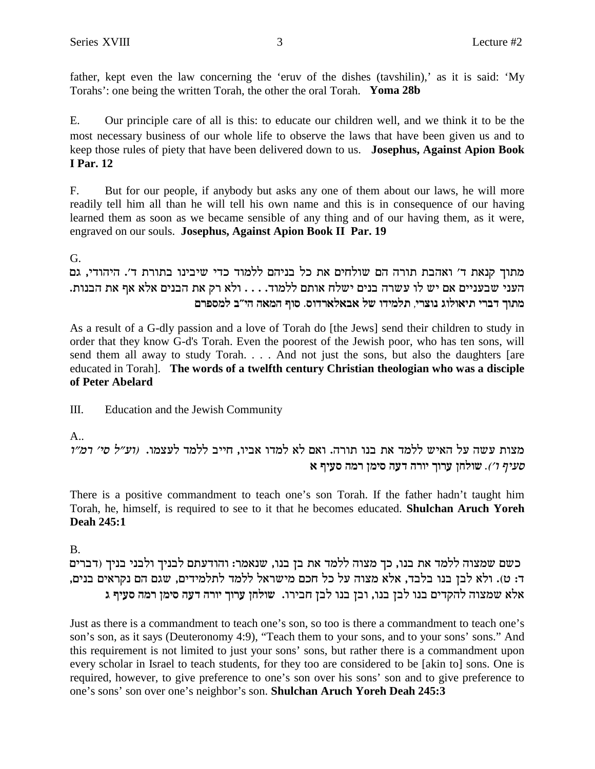father, kept even the law concerning the 'eruv of the dishes (tavshilin),' as it is said: 'My Torahs': one being the written Torah, the other the oral Torah. **Yoma 28b**

E. Our principle care of all is this: to educate our children well, and we think it to be the most necessary business of our whole life to observe the laws that have been given us and to keep those rules of piety that have been delivered down to us. **Josephus, Against Apion Book I Par. 12**

F. But for our people, if anybody but asks any one of them about our laws, he will more readily tell him all than he will tell his own name and this is in consequence of our having learned them as soon as we became sensible of any thing and of our having them, as it were, engraved on our souls. **Josephus, Against Apion Book II Par. 19**

G.

מתוך קנאת ד' ואהבת תורה הם שולחים את כל בניהם ללמוד כדי שיבינו בתורת ד'. היהודי, גם העני שבעניים אם יש לו עשרה בנים ישלח אותם ללמוד. . . . ולא רק את הבנים אלא אף את הבנות.
**מתוך דברי תיאולוג נוצרי, תלמידו של אבאלארדוס. סוף המאה הי"ב למספרם**

As a result of a G-dly passion and a love of Torah do [the Jews] send their children to study in order that they know G-d's Torah. Even the poorest of the Jewish poor, who has ten sons, will send them all away to study Torah. . . . And not just the sons, but also the daughters [are educated in Torah]. **The words of a twelfth century Christian theologian who was a disciple of Peter Abelard**

III. Education and the Jewish Community

A..

מצות עשה על האיש ללמד את בנו תורה. ואם לא למדו אביו, חייב ללמד לעצמו. *(ועי"ל סי' רמ"ו סעיף ו').* **שולחן ערוך יורה דעה סימן רמה סעיף א**

There is a positive commandment to teach one's son Torah. If the father hadn't taught him Torah, he, himself, is required to see to it that he becomes educated. **Shulchan Aruch Yoreh Deah 245:1**

B.

כשם שמצוה ללמד את בנו, כך מצוה ללמד את בן בנו, שנאמר: והודעתם לבניך ולבני בניך (דברים ד: ט). ולא לבן בנו בלבד, אלא מצוה על כל חכם מישראל ללמד לתלמידים, שגם הם נקראים בנים, אלא שמצוה להקדים בנו לבן בנו, ובן בנו לבן חבירו. **שולחן ערוך יורה דעה סימן רמה סעיף ג**

Just as there is a commandment to teach one's son, so too is there a commandment to teach one's son's son, as it says (Deuteronomy 4:9), "Teach them to your sons, and to your sons' sons." And this requirement is not limited to just your sons' sons, but rather there is a commandment upon every scholar in Israel to teach students, for they too are considered to be [akin to] sons. One is required, however, to give preference to one's son over his sons' son and to give preference to one's sons' son over one's neighbor's son. **Shulchan Aruch Yoreh Deah 245:3**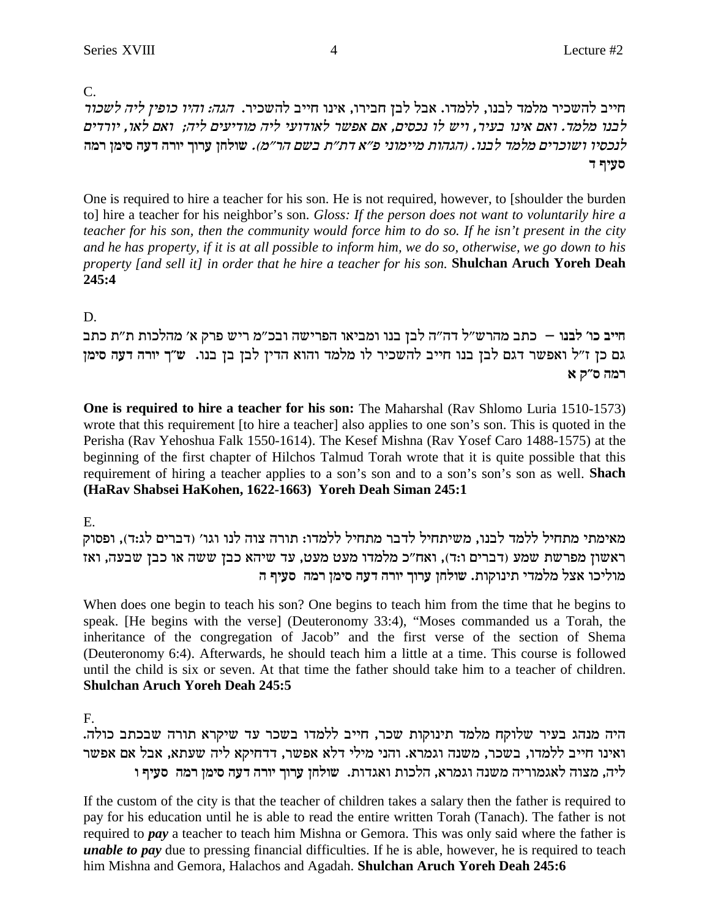C.

חייב להשכיר מלמד לבנו, ללמדו. אבל לבן חבירו, אינו חייב להשכיר. *הגה: והיו כופין ליה לשכור לבנו מלמד. ואם אינו בעיר, ויש לו נכסים, אם אפשר לאודועי ליה מודיעים ליה; ואם לאו, יורדים לנכסיו ושוכרים מלמד לבנו. (הגהות מיימוני פ״א דת״ת בשם הר״מ).* **שולחן ערוך יורה דעה סימן רמה סעיף ד**

One is required to hire a teacher for his son. He is not required, however, to [shoulder the burden to] hire a teacher for his neighbor's son. *Gloss: If the person does not want to voluntarily hire a teacher for his son, then the community would force him to do so. If he isn't present in the city and he has property, if it is at all possible to inform him, we do so, otherwise, we go down to his property [and sell it] in order that he hire a teacher for his son.* **Shulchan Aruch Yoreh Deah 245:4**

D.

**חייב כו׳ לבנו** – כתב מהרש״ל דה״ה לבן בנו ומביאו הפרישה ובכ״מ ריש פרק א׳ מהלכות ת״ת כתב גם כן ז״ל ואפשר דגם לבן בנו חייב להשכיר לו מלמד והוא הדין לבן בן בנו. **ש״ך יורה דעה סימן רמה ס״ק א**

**One is required to hire a teacher for his son:** The Maharshal (Rav Shlomo Luria 1510-1573) wrote that this requirement [to hire a teacher] also applies to one son's son. This is quoted in the Perisha (Rav Yehoshua Falk 1550-1614). The Kesef Mishna (Rav Yosef Caro 1488-1575) at the beginning of the first chapter of Hilchos Talmud Torah wrote that it is quite possible that this requirement of hiring a teacher applies to a son's son and to a son's son's son as well. **Shach (HaRav Shabsei HaKohen, 1622-1663) Yoreh Deah Siman 245:1**

E.

מאימתי מתחיל ללמד לבנו, משיתחיל לדבר מתחיל ללמדו: תורה צוה לנו וגו׳ (דברים לג:ד), ופסוק ראשון מפרשת שמע (דברים ו:ד), ואח״כ מלמדו מעט מעט, עד שיהא כבן ששה או כבן שבעה, ואז מוליכו אצל מלמדי תינוקות. **שולחן ערוך יורה דעה סימן רמה סעיף ה**

When does one begin to teach his son? One begins to teach him from the time that he begins to speak. [He begins with the verse] (Deuteronomy 33:4), "Moses commanded us a Torah, the inheritance of the congregation of Jacob" and the first verse of the section of Shema (Deuteronomy 6:4). Afterwards, he should teach him a little at a time. This course is followed until the child is six or seven. At that time the father should take him to a teacher of children. **Shulchan Aruch Yoreh Deah 245:5**

F.

היה מנהג בעיר שלוקח מלמד תינוקות שכר, חייב ללמדו בשכר עד שיקרא תורה שבכתב כולה. ואינו חייב ללמדו, בשכר, משנה וגמרא. והני מילי דלא אפשר, דדחיקא ליה שעתא, אבל אם אפשר ליה, מצוה לאגמוריה משנה וגמרא, הלכות ואגדות. **שולחן ערוך יורה דעה סימן רמה סעיף ו**

If the custom of the city is that the teacher of children takes a salary then the father is required to pay for his education until he is able to read the entire written Torah (Tanach). The father is not required to ***pay*** a teacher to teach him Mishna or Gemora. This was only said where the father is ***unable to pay*** due to pressing financial difficulties. If he is able, however, he is required to teach him Mishna and Gemora, Halachos and Agadah. **Shulchan Aruch Yoreh Deah 245:6**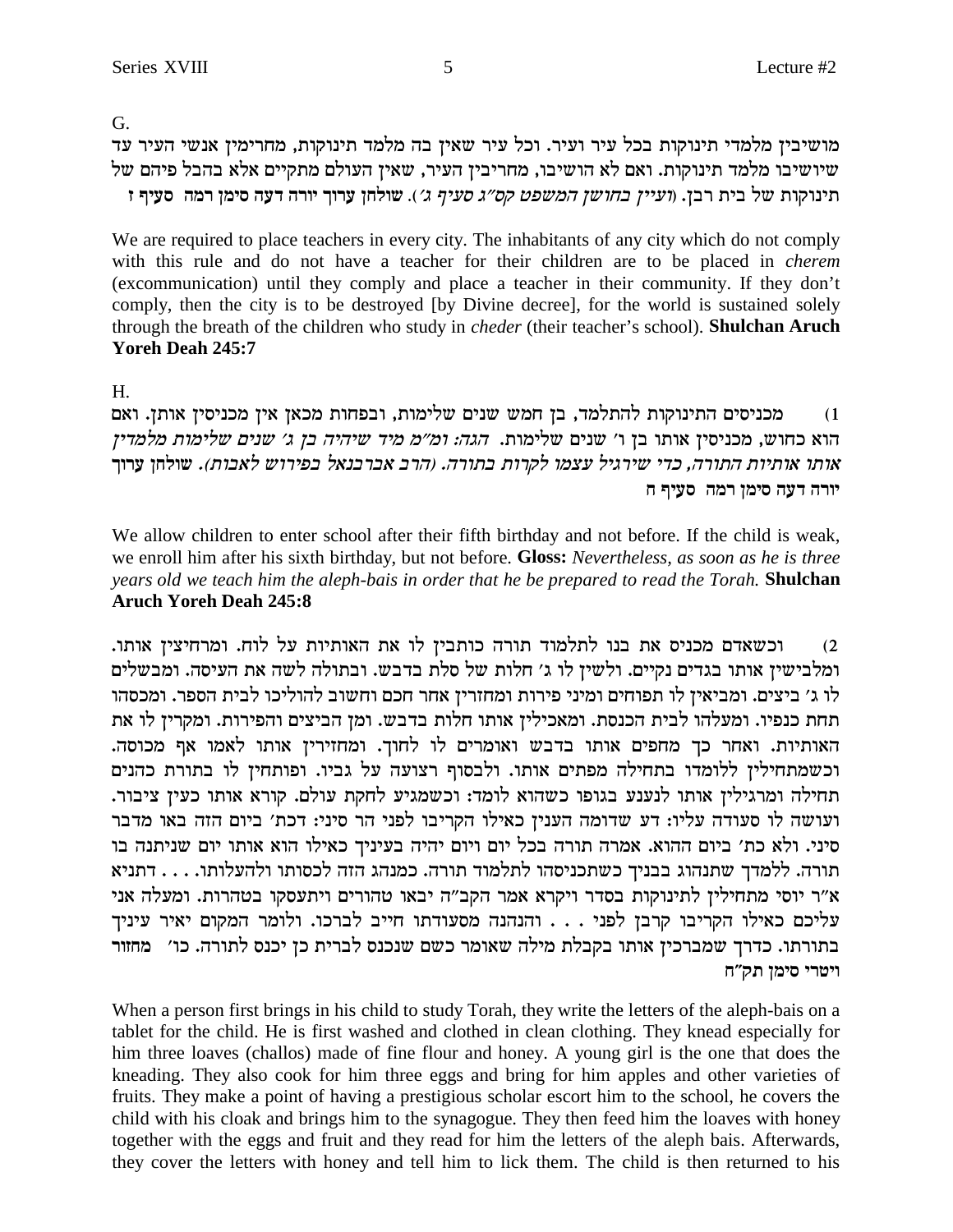G.

מושיבין מלמדי תינוקות בכל עיר ועיר. וכל עיר שאין בה מלמד תינוקות, מחרימין אנשי העיר עד שיושיבו מלמד תינוקות. ואם לא הושיבו, מחריבין העיר, שאין העולם מתקיים אלא בהבל פיהם של תינוקות של בית רבן. *(ועיין בחושן המשפט קס"ג סעיף ג')*. **שולחן ערוך יורה דעה סימן רמה סעיף ז**

We are required to place teachers in every city. The inhabitants of any city which do not comply with this rule and do not have a teacher for their children are to be placed in *cherem* (excommunication) until they comply and place a teacher in their community. If they don't comply, then the city is to be destroyed [by Divine decree], for the world is sustained solely through the breath of the children who study in *cheder* (their teacher's school). **Shulchan Aruch Yoreh Deah 245:7**

H.

1) מכניסים התינוקות להתלמד, בן חמש שנים שלימות, ובפחות מכאן אין מכניסין אותן. ואם הוא כחוש, מכניסין אותו בן ו' שנים שלימות. *הגה: ומ"מ מיד שיהיה בן ג' שנים שלימות מלמדין אותו אותיות התורה, כדי שירגיל עצמו לקרות בתורה. (הרב אברבנאל בפירוש לאבות).* **שולחן ערוך יורה דעה סימן רמה סעיף ח**

We allow children to enter school after their fifth birthday and not before. If the child is weak, we enroll him after his sixth birthday, but not before. **Gloss:** *Nevertheless, as soon as he is three years old we teach him the aleph-bais in order that he be prepared to read the Torah.* **Shulchan Aruch Yoreh Deah 245:8**

2) וכשאדם מכניס את בנו לתלמוד תורה כותבין לו את האותיות על לוח. ומרחיצין אותו. ומלבישין אותו בגדים נקיים. ולשין לו ג' חלות של סלת בדבש. ובתולה לשה את העיסה. ומבשלים לו ג' ביצים. ומביאין לו תפוחים ומיני פירות ומחזרין אחר חכם וחשוב להוליכו לבית הספר. ומכסהו תחת כנפיו. ומעלהו לבית הכנסת. ומאכילין אותו חלות בדבש. ומן הביצים והפירות. ומקרין לו את האותיות. ואחר כך מחפים אותו בדבש ואומרים לו לחוך. ומחזירין אותו לאמו אף מכוסה. וכשמתחילין ללומדו בתחילה מפתים אותו. ולבסוף רצועה על גביו. ופותחין לו בתורת כהנים תחילה ומרגילין אותו לנענע בגופו כשהוא לומד: וכשמגיע לחקת עולם. קורא אותו כעין ציבור. ועושה לו סעודה עליו: דע שדומה הענין כאילו הקריבו לפני הר סיני: דכת' ביום הזה באו מדבר סיני. ולא כת' ביום ההוא. אמרה תורה בכל יום ויום יהיה בעיניך כאילו הוא אותו יום שניתנה בו תורה. ללמדך שתנהוג בבניך כשתכניסהו לתלמוד תורה. כמנהג הזה לכסותו ולהעלותו. . . . דתניא א"ר יוסי מתחילין לתינוקות בסדר ויקרא אמר הקב"ה יבאו טהורים ויתעסקו בטהרות. ומעלה אני עליכם כאילו הקריבו קרבן לפני . . . והנהנה מסעודתו חייב לברכו. ולומר המקום יאיר עיניך בתורתו. כדרך שמברכין אותו בקבלת מילה שאומר כשם שנכנס לברית כן יכנס לתורה. כו' **מחזור ויטרי סימן תק"ח**

When a person first brings in his child to study Torah, they write the letters of the aleph-bais on a tablet for the child. He is first washed and clothed in clean clothing. They knead especially for him three loaves (challos) made of fine flour and honey. A young girl is the one that does the kneading. They also cook for him three eggs and bring for him apples and other varieties of fruits. They make a point of having a prestigious scholar escort him to the school, he covers the child with his cloak and brings him to the synagogue. They then feed him the loaves with honey together with the eggs and fruit and they read for him the letters of the aleph bais. Afterwards, they cover the letters with honey and tell him to lick them. The child is then returned to his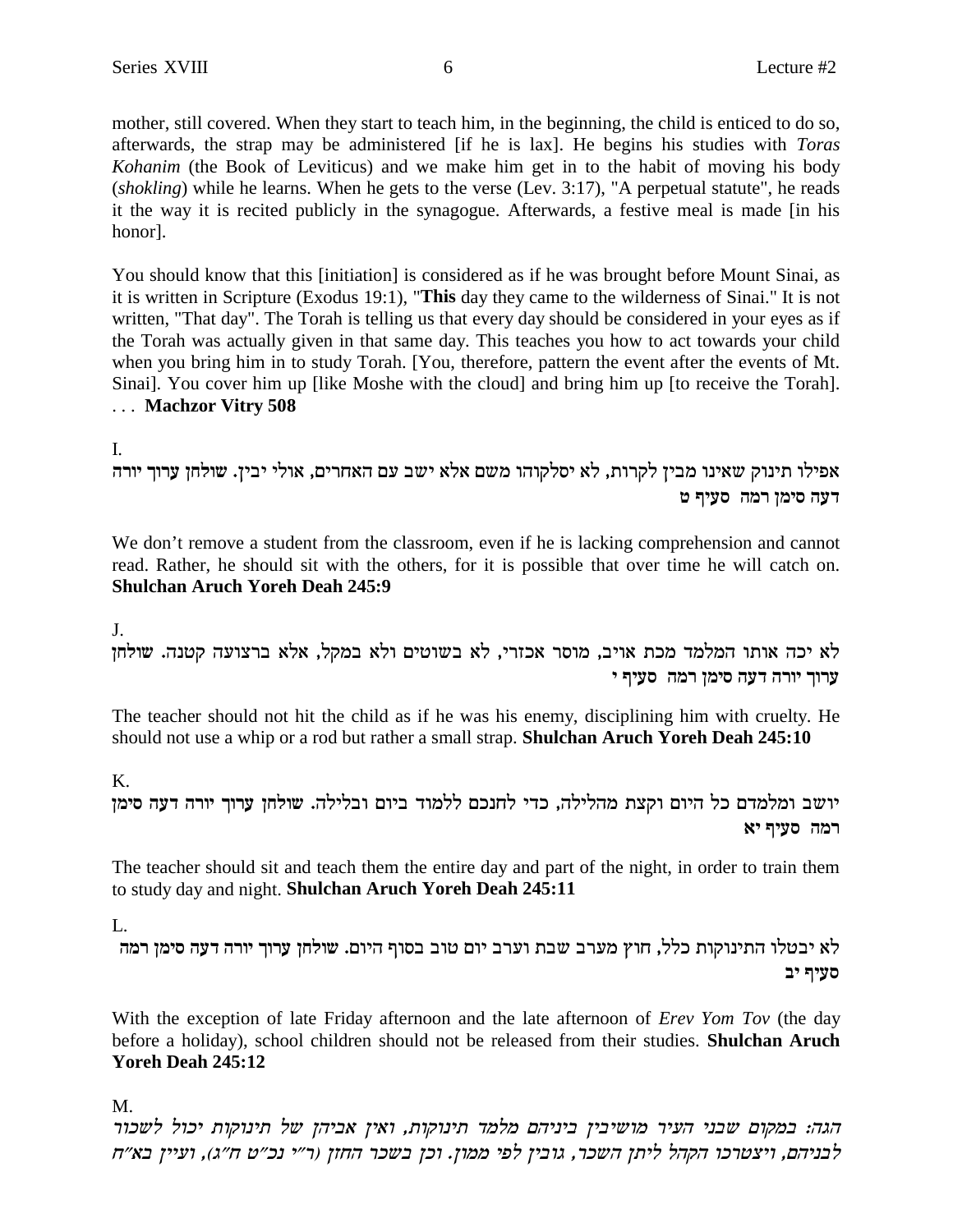mother, still covered. When they start to teach him, in the beginning, the child is enticed to do so, afterwards, the strap may be administered [if he is lax]. He begins his studies with *Toras Kohanim* (the Book of Leviticus) and we make him get in to the habit of moving his body (*shokling*) while he learns. When he gets to the verse (Lev. 3:17), "A perpetual statute", he reads it the way it is recited publicly in the synagogue. Afterwards, a festive meal is made [in his honor].

You should know that this [initiation] is considered as if he was brought before Mount Sinai, as it is written in Scripture (Exodus 19:1), "**This** day they came to the wilderness of Sinai." It is not written, "That day". The Torah is telling us that every day should be considered in your eyes as if the Torah was actually given in that same day. This teaches you how to act towards your child when you bring him in to study Torah. [You, therefore, pattern the event after the events of Mt. Sinai]. You cover him up [like Moshe with the cloud] and bring him up [to receive the Torah]. . . . **Machzor Vitry 508**

I.

אפילו תינוק שאינו מבין לקרות, לא יסלקוהו משם אלא ישב עם האחרים, אולי יבין. שולחן ערוך יורה דעה סימן רמה סעיף ט

We don't remove a student from the classroom, even if he is lacking comprehension and cannot read. Rather, he should sit with the others, for it is possible that over time he will catch on. **Shulchan Aruch Yoreh Deah 245:9**

J.

לא יכה אותו המלמד מכת אויב, מוסר אכזרי, לא בשוטים ולא במקל, אלא ברצועה קטנה. שולחן ערוך יורה דעה סימן רמה סעיף י

The teacher should not hit the child as if he was his enemy, disciplining him with cruelty. He should not use a whip or a rod but rather a small strap. **Shulchan Aruch Yoreh Deah 245:10**

K.

יושב ומלמדם כל היום וקצת מהלילה, כדי לחנכם ללמוד ביום ובלילה. שולחן ערוך יורה דעה סימן רמה סעיף יא

The teacher should sit and teach them the entire day and part of the night, in order to train them to study day and night. **Shulchan Aruch Yoreh Deah 245:11**

L.

לא יבטלו התינוקות כלל, חוץ מערב שבת וערב יום טוב בסוף היום. שולחן ערוך יורה דעה סימן רמה סעיף יב

With the exception of late Friday afternoon and the late afternoon of *Erev Yom Tov* (the day before a holiday), school children should not be released from their studies. **Shulchan Aruch Yoreh Deah 245:12**

M.

*הגה: במקום שבני העיר מושיבין ביניהם מלמד תינוקות, ואין אביהן של תינוקות יכול לשכור לבניהם, ויצטרכו הקהל ליתן השכר, גובין לפי ממון. וכן בשכר החזן (ר"י נכ"ט ח"ג), ועיין בא"ח*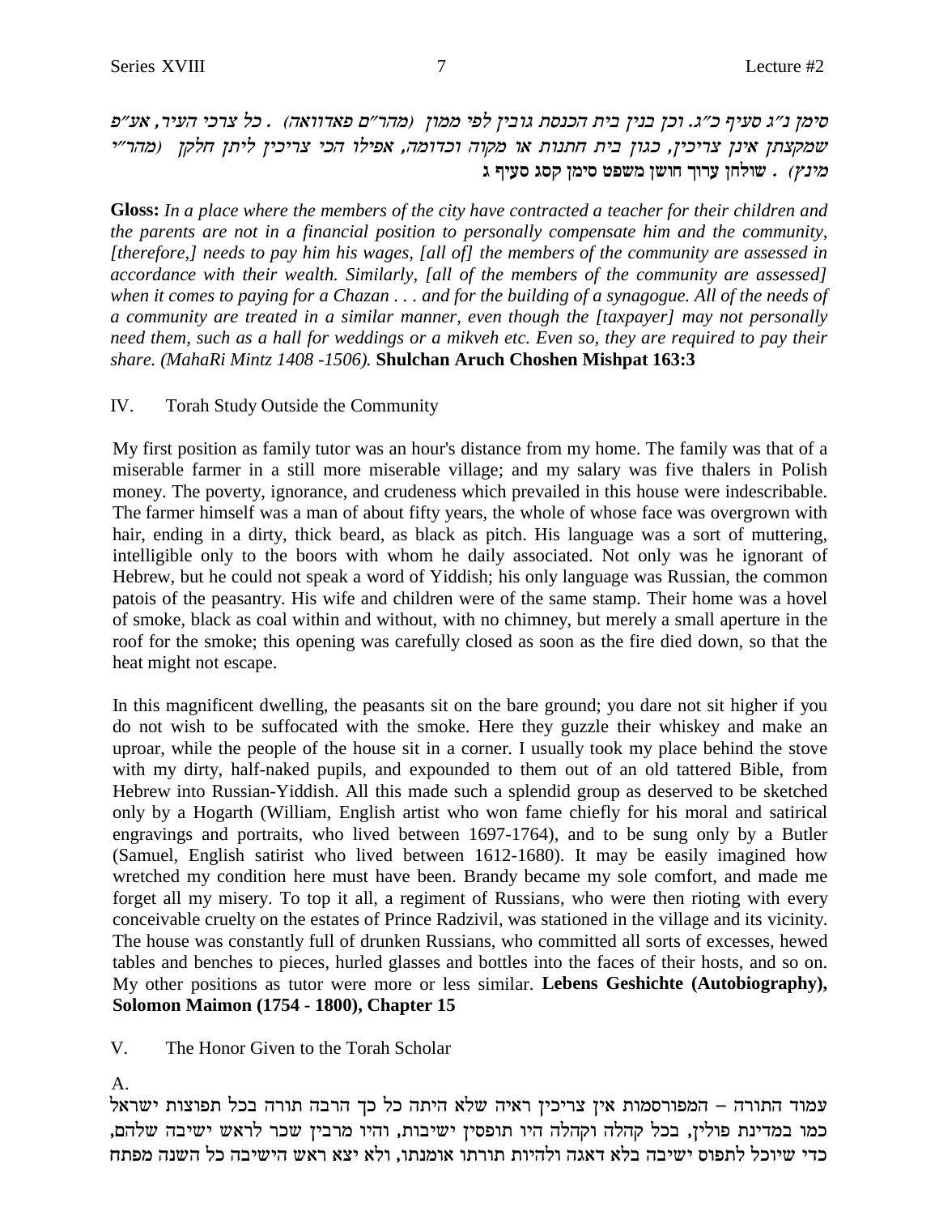סימן נ"ג סעיף כ"ג. וכן בנין בית הכנסת גובין לפי ממון (מהר"ם פאדוואה) . כל צרכי העיר, אע"פ שמקצתן אינן צריכין, כגון בית חתנות או מקוה וכדומה, אפילו הכי צריכין ליתן חלקן (מהר"י מינץ) . שולחן ערוך חושן משפט סימן קסג סעיף ג

**Gloss:** *In a place where the members of the city have contracted a teacher for their children and the parents are not in a financial position to personally compensate him and the community, [therefore,] needs to pay him his wages, [all of] the members of the community are assessed in accordance with their wealth. Similarly, [all of the members of the community are assessed] when it comes to paying for a Chazan . . . and for the building of a synagogue. All of the needs of a community are treated in a similar manner, even though the [taxpayer] may not personally need them, such as a hall for weddings or a mikveh etc. Even so, they are required to pay their share. (MahaRi Mintz 1408 -1506).* **Shulchan Aruch Choshen Mishpat 163:3**

IV. Torah Study Outside the Community

My first position as family tutor was an hour's distance from my home. The family was that of a miserable farmer in a still more miserable village; and my salary was five thalers in Polish money. The poverty, ignorance, and crudeness which prevailed in this house were indescribable. The farmer himself was a man of about fifty years, the whole of whose face was overgrown with hair, ending in a dirty, thick beard, as black as pitch. His language was a sort of muttering, intelligible only to the boors with whom he daily associated. Not only was he ignorant of Hebrew, but he could not speak a word of Yiddish; his only language was Russian, the common patois of the peasantry. His wife and children were of the same stamp. Their home was a hovel of smoke, black as coal within and without, with no chimney, but merely a small aperture in the roof for the smoke; this opening was carefully closed as soon as the fire died down, so that the heat might not escape.

In this magnificent dwelling, the peasants sit on the bare ground; you dare not sit higher if you do not wish to be suffocated with the smoke. Here they guzzle their whiskey and make an uproar, while the people of the house sit in a corner. I usually took my place behind the stove with my dirty, half-naked pupils, and expounded to them out of an old tattered Bible, from Hebrew into Russian-Yiddish. All this made such a splendid group as deserved to be sketched only by a Hogarth (William, English artist who won fame chiefly for his moral and satirical engravings and portraits, who lived between 1697-1764), and to be sung only by a Butler (Samuel, English satirist who lived between 1612-1680). It may be easily imagined how wretched my condition here must have been. Brandy became my sole comfort, and made me forget all my misery. To top it all, a regiment of Russians, who were then rioting with every conceivable cruelty on the estates of Prince Radzivil, was stationed in the village and its vicinity. The house was constantly full of drunken Russians, who committed all sorts of excesses, hewed tables and benches to pieces, hurled glasses and bottles into the faces of their hosts, and so on. My other positions as tutor were more or less similar. **Lebens Geshichte (Autobiography), Solomon Maimon (1754 - 1800), Chapter 15**

V. The Honor Given to the Torah Scholar

A.

עמוד התורה – המפורסמות אין צריכין ראיה שלא היתה כל כך הרבה תורה בכל תפוצות ישראל כמו במדינת פולין, בכל קהלה וקהלה היו תופסין ישיבות, והיו מרבין שכר לראש ישיבה שלהם, כדי שיוכל לתפוס ישיבה בלא דאגה ולהיות תורתו אומנתו, ולא יצא ראש הישיבה כל השנה מפתח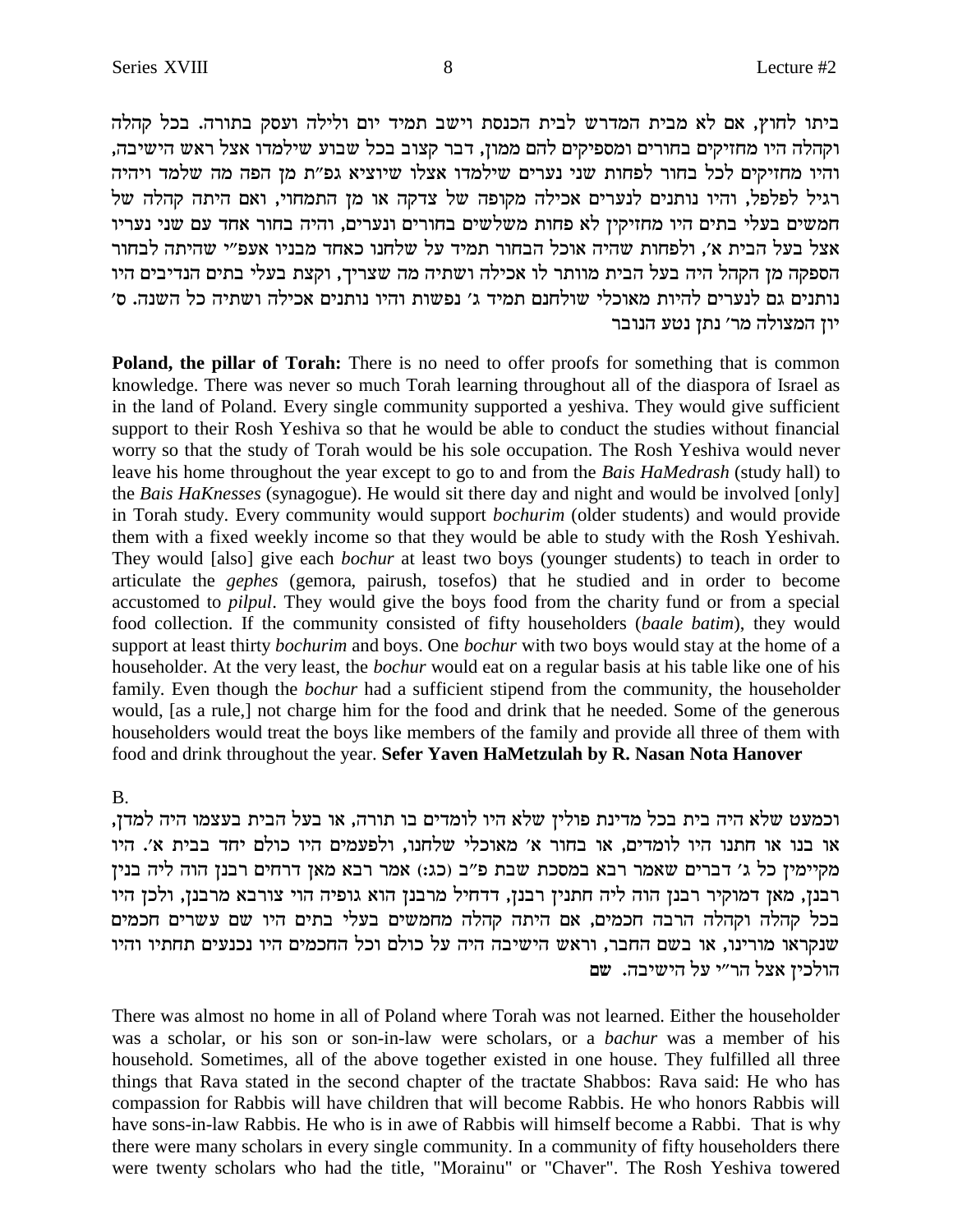ביתו לחוץ, אם לא מבית המדרש לבית הכנסת וישב תמיד יום ולילה ועסק בתורה. בכל קהלה וקהלה היו מחזיקים בחורים ומספיקים להם ממון, דבר קצוב בכל שבוע שילמדו אצל ראש הישיבה, והיו מחזיקים לכל בחור לפחות שני נערים שילמדו אצלו שיוציא גפ"ת מן הפה מה שלמד ויהיה רגיל לפלפל, והיו נותנים לנערים אכילה מקופה של צדקה או מן התמחוי, ואם היתה קהלה של חמשים בעלי בתים היו מחזיקין לא פחות משלשים בחורים ונערים, והיה בחור אחד עם שני נעריו אצל בעל הבית א', ולפחות שהיה אוכל הבחור תמיד על שלחנו כאחד מבניו אעפ"י שהיתה לבחור הספקה מן הקהל היה בעל הבית מוותר לו אכילה ושתיה מה שצריך, וקצת בעלי בתים הנדיבים היו נותנים גם לנערים להיות מאוכלי שולחנם תמיד ג' נפשות והיו נותנים אכילה ושתיה כל השנה. ס' יון המצולה מר' נתן נטע הנובר

**Poland, the pillar of Torah:** There is no need to offer proofs for something that is common knowledge. There was never so much Torah learning throughout all of the diaspora of Israel as in the land of Poland. Every single community supported a yeshiva. They would give sufficient support to their Rosh Yeshiva so that he would be able to conduct the studies without financial worry so that the study of Torah would be his sole occupation. The Rosh Yeshiva would never leave his home throughout the year except to go to and from the *Bais HaMedrash* (study hall) to the *Bais HaKnesses* (synagogue). He would sit there day and night and would be involved [only] in Torah study. Every community would support *bochurim* (older students) and would provide them with a fixed weekly income so that they would be able to study with the Rosh Yeshivah. They would [also] give each *bochur* at least two boys (younger students) to teach in order to articulate the *gephes* (gemora, pairush, tosefos) that he studied and in order to become accustomed to *pilpul*. They would give the boys food from the charity fund or from a special food collection. If the community consisted of fifty householders (*baale batim*), they would support at least thirty *bochurim* and boys. One *bochur* with two boys would stay at the home of a householder. At the very least, the *bochur* would eat on a regular basis at his table like one of his family. Even though the *bochur* had a sufficient stipend from the community, the householder would, [as a rule,] not charge him for the food and drink that he needed. Some of the generous householders would treat the boys like members of the family and provide all three of them with food and drink throughout the year. **Sefer Yaven HaMetzulah by R. Nasan Nota Hanover**

B.

וכמעט שלא היה בית בכל מדינת פולין שלא היו לומדים בו תורה, או בעל הבית בעצמו היה למדן, או בנו או חתנו היו לומדים, או בחור א' מאוכלי שלחנו, ולפעמים היו כולם יחד בבית א'. היו מקיימין כל ג' דברים שאמר רבא במסכת שבת פ"ב (כג:) אמר רבא מאן דרחים רבנן הוה ליה בנין רבנן, מאן דמוקיר רבנן הוה ליה חתנין רבנן, דדחיל מרבנן הוא גופיה הוי צורבא מרבנן, ולכן היו בכל קהלה וקהלה הרבה חכמים, אם היתה קהלה מחמשים בעלי בתים היו שם עשרים חכמים שנקראו מורינו, או בשם החבר, וראש הישיבה היה על כולם וכל החכמים היו נכנעים תחתיו והיו הולכין אצל הר"י על הישיבה. שם

There was almost no home in all of Poland where Torah was not learned. Either the householder was a scholar, or his son or son-in-law were scholars, or a *bachur* was a member of his household. Sometimes, all of the above together existed in one house. They fulfilled all three things that Rava stated in the second chapter of the tractate Shabbos: Rava said: He who has compassion for Rabbis will have children that will become Rabbis. He who honors Rabbis will have sons-in-law Rabbis. He who is in awe of Rabbis will himself become a Rabbi. That is why there were many scholars in every single community. In a community of fifty householders there were twenty scholars who had the title, "Morainu" or "Chaver". The Rosh Yeshiva towered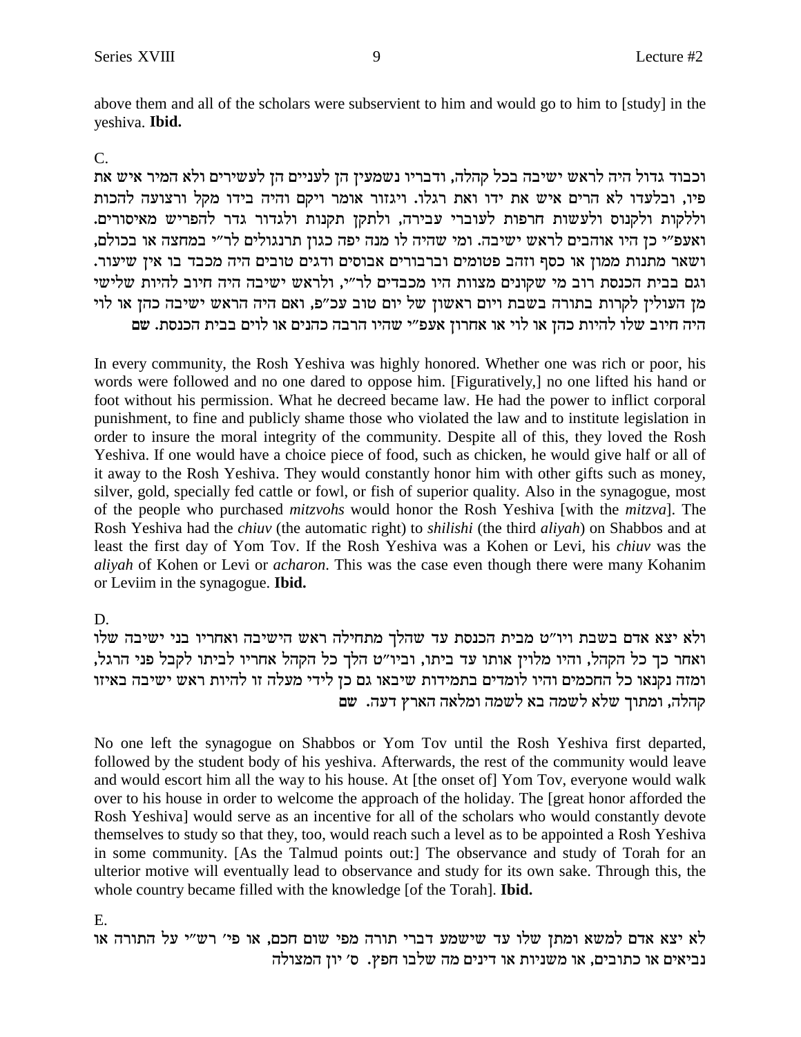above them and all of the scholars were subservient to him and would go to him to [study] in the yeshiva. **Ibid.**

C.

וכבוד גדול היה לראש ישיבה בכל קהלה, ודבריו נשמעין הן לעניים הן לעשירים ולא המיר איש את פיו, ובלעדו לא הרים איש את ידו ואת רגלו. ויגזור אומר ויקם והיה בידו מקל ורצועה להכות וללקות ולקנוס ולעשות חרפות לעוברי עבירה, ולתקן תקנות ולגדור גדר להפריש מאיסורים. ואעפ"י כן היו אוהבים לראש ישיבה. ומי שהיה לו מנה יפה כגון תרנגולים לר"י במחצה או בכולם, ושאר מתנות ממון או כסף וזהב פטומים וברבורים אבוסים ודגים טובים היה מכבד בו אין שיעור. וגם בבית הכנסת רוב מי שקונים מצוות היו מכבדים לר"י, ולראש ישיבה היה חיוב להיות שלישי מן העולין לקרות בתורה בשבת ויום ראשון של יום טוב עכ"פ, ואם היה הראש ישיבה כהן או לוי היה חיוב שלו להיות כהן או לוי או אחרון אעפ"י שהיו הרבה כהנים או לוים בבית הכנסת. שם

In every community, the Rosh Yeshiva was highly honored. Whether one was rich or poor, his words were followed and no one dared to oppose him. [Figuratively,] no one lifted his hand or foot without his permission. What he decreed became law. He had the power to inflict corporal punishment, to fine and publicly shame those who violated the law and to institute legislation in order to insure the moral integrity of the community. Despite all of this, they loved the Rosh Yeshiva. If one would have a choice piece of food, such as chicken, he would give half or all of it away to the Rosh Yeshiva. They would constantly honor him with other gifts such as money, silver, gold, specially fed cattle or fowl, or fish of superior quality. Also in the synagogue, most of the people who purchased *mitzvohs* would honor the Rosh Yeshiva [with the *mitzva*]. The Rosh Yeshiva had the *chiuv* (the automatic right) to *shilishi* (the third *aliyah*) on Shabbos and at least the first day of Yom Tov. If the Rosh Yeshiva was a Kohen or Levi, his *chiuv* was the *aliyah* of Kohen or Levi or *acharon*. This was the case even though there were many Kohanim or Leviim in the synagogue. **Ibid.**

D.

ולא יצא אדם בשבת ויו"ט מבית הכנסת עד שהלך מתחילה ראש הישיבה ואחריו בני ישיבה שלו ואחר כך כל הקהל, והיו מלוין אותו עד ביתו, וביו"ט הלך כל הקהל אחריו לביתו לקבל פני הרגל, ומזה נקנאו כל החכמים והיו לומדים בתמידות שיבאו גם כן לידי מעלה זו להיות ראש ישיבה באיזו קהלה, ומתוך שלא לשמה בא לשמה ומלאה הארץ דעה. שם

No one left the synagogue on Shabbos or Yom Tov until the Rosh Yeshiva first departed, followed by the student body of his yeshiva. Afterwards, the rest of the community would leave and would escort him all the way to his house. At [the onset of] Yom Tov, everyone would walk over to his house in order to welcome the approach of the holiday. The [great honor afforded the Rosh Yeshiva] would serve as an incentive for all of the scholars who would constantly devote themselves to study so that they, too, would reach such a level as to be appointed a Rosh Yeshiva in some community. [As the Talmud points out:] The observance and study of Torah for an ulterior motive will eventually lead to observance and study for its own sake. Through this, the whole country became filled with the knowledge [of the Torah]. **Ibid.**

E.

לא יצא אדם למשא ומתן שלו עד שישמע דברי תורה מפי שום חכם, או פי' רש"י על התורה או נביאים או כתובים, או משניות או דינים מה שלבו חפץ. ס' יון המצולה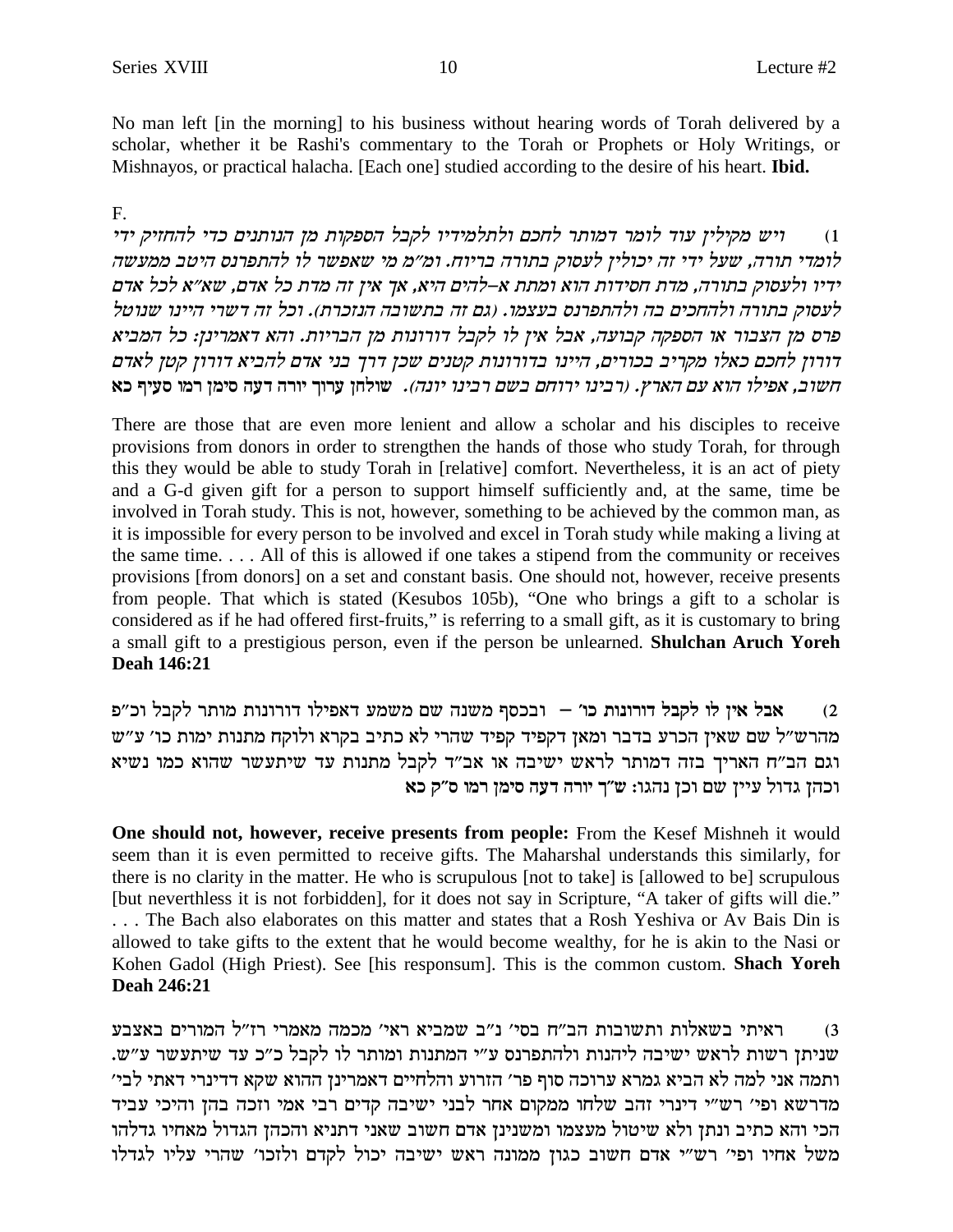No man left [in the morning] to his business without hearing words of Torah delivered by a scholar, whether it be Rashi's commentary to the Torah or Prophets or Holy Writings, or Mishnayos, or practical halacha. [Each one] studied according to the desire of his heart. **Ibid.**

F.

1) *ויש מקילין עוד לומר דמותר לחכם ולתלמידיו לקבל הספקות מן הנותנים כדי להחזיק ידי לומדי תורה, שעל ידי זה יכולין לעסוק בתורה בריוח. ומ"מ מי שאפשר לו להתפרנס היטב ממעשה ידיו ולעסוק בתורה, מדת חסידות הוא ומתת א–להים היא, אך אין זה מדת כל אדם, שא"א לכל אדם לעסוק בתורה ולהחכים בה ולהתפרנס בעצמו. (גם זה בתשובה הנזכרת). וכל זה דשרי היינו שנוטל פרס מן הצבור או הספקה קבועה, אבל אין לו לקבל דורונות מן הבריות. והא דאמרינן: כל המביא דורון לחכם כאלו מקריב בכורים, היינו בדורונות קטנים שכן דרך בני אדם להביא דורון קטן לאדם חשוב, אפילו הוא עם הארץ. (רבינו ירוחם בשם רבינו יונה).* **שולחן ערוך יורה דעה סימן רמו סעיף כא**

There are those that are even more lenient and allow a scholar and his disciples to receive provisions from donors in order to strengthen the hands of those who study Torah, for through this they would be able to study Torah in [relative] comfort. Nevertheless, it is an act of piety and a G-d given gift for a person to support himself sufficiently and, at the same, time be involved in Torah study. This is not, however, something to be achieved by the common man, as it is impossible for every person to be involved and excel in Torah study while making a living at the same time. . . . All of this is allowed if one takes a stipend from the community or receives provisions [from donors] on a set and constant basis. One should not, however, receive presents from people. That which is stated (Kesubos 105b), "One who brings a gift to a scholar is considered as if he had offered first-fruits," is referring to a small gift, as it is customary to bring a small gift to a prestigious person, even if the person be unlearned. **Shulchan Aruch Yoreh Deah 146:21**

2) **אבל אין לו לקבל דורונות כו' –** ובכסף משנה שם משמע דאפילו דורונות מותר לקבל וכ"פ מהרש"ל שם שאין הכרע בדבר ומאן דקפיד קפיד שהרי לא כתיב בקרא ולוקח מתנות ימות כו' ע"ש וגם הב"ח האריך בזה דמותר לראש ישיבה או אב"ד לקבל מתנות עד שיתעשר שהוא כמו נשיא וכהן גדול עיין שם וכן נהגו: **ש"ך יורה דעה סימן רמו ס"ק כא**

**One should not, however, receive presents from people:** From the Kesef Mishneh it would seem than it is even permitted to receive gifts. The Maharshal understands this similarly, for there is no clarity in the matter. He who is scrupulous [not to take] is [allowed to be] scrupulous [but neverthless it is not forbidden], for it does not say in Scripture, "A taker of gifts will die." . . . The Bach also elaborates on this matter and states that a Rosh Yeshiva or Av Bais Din is allowed to take gifts to the extent that he would become wealthy, for he is akin to the Nasi or Kohen Gadol (High Priest). See [his responsum]. This is the common custom. **Shach Yoreh Deah 246:21**

3) ראיתי בשאלות ותשובות הב"ח בסי' נ"ב שמביא ראי' מכמה מאמרי רז"ל המורים באצבע שניתן רשות לראש ישיבה ליהנות ולהתפרנס ע"י המתנות ומותר לו לקבל כ"כ עד שיתעשר ע"ש. ותמה אני למה לא הביא גמרא ערוכה סוף פר' הזרוע והלחיים דאמרינן ההוא שקא דדינרי דאתי לבי' מדרשא ופי' רש"י דינרי זהב שלחו ממקום אחר לבני ישיבה קדים רבי אמי וזכה בהן והיכי עביד הכי והא כתיב ונתן ולא שיטול מעצמו ומשנינן אדם חשוב שאני דתניא והכהן הגדול מאחיו גדלהו משל אחיו ופי' רש"י אדם חשוב כגון ממונה ראש ישיבה יכול לקדם ולזכו' שהרי עליו לגדלו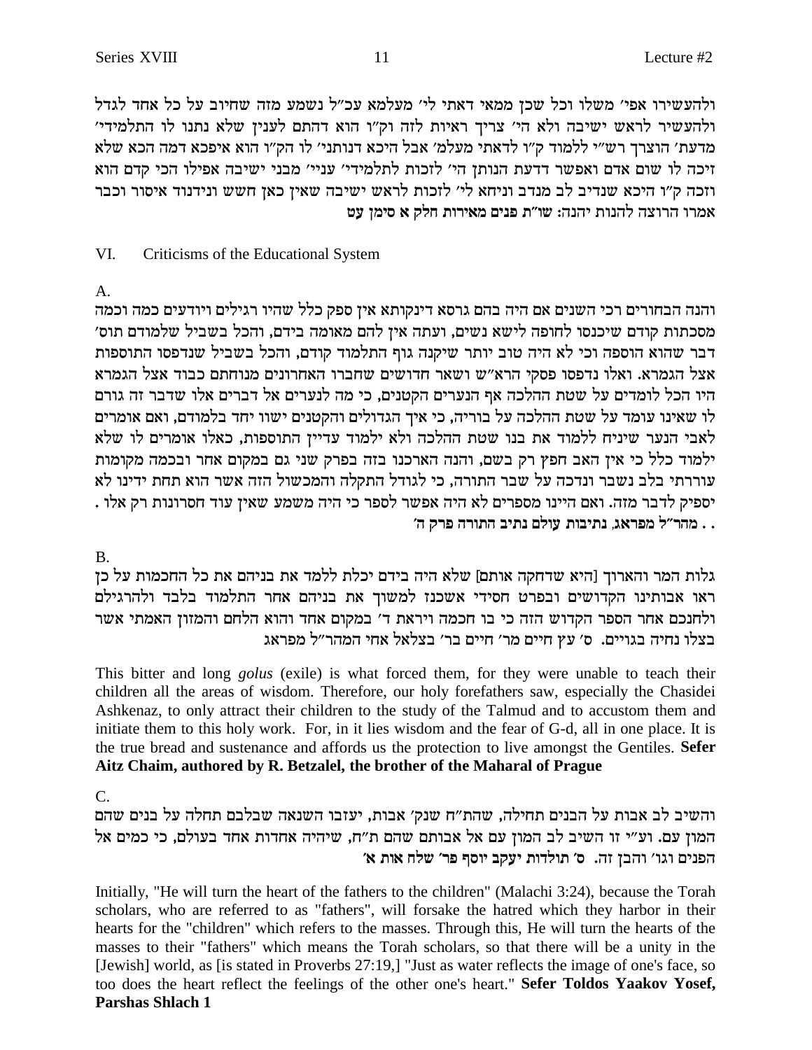ולהעשירו אפי׳ משלו וכל שכן ממאי דאתי לי׳ מעלמא עכ״ל נשמע מזה שחיוב על כל אחד לגדל ולהעשיר לראש ישיבה ולא הי׳ צריך ראיות לזה וק״ו הוא דהתם לענין שלא נתנו לו התלמידי׳ מדעת׳ הוצרך רש״י ללמוד ק״ו לדאתי מעלמ׳ אבל היכא דנותני׳ לו הק״ו הוא איפכא דמה הכא שלא זיכה לו שום אדם ואפשר דדעת הנותן הי׳ לזכות לתלמידי׳ עניי׳ מבני ישיבה אפילו הכי קדם הוא וזכה ק״ו היכא שנדיב לב מנדב וניחא לי׳ לזכות לראש ישיבה שאין כאן חשש ונידנוד איסור וכבר אמרו הרוצה להנות יהנה: **שו״ת פנים מאירות חלק א סימן עט**

## VI. Criticisms of the Educational System

A.

והנה הבחורים רכי השנים אם היה בהם גרסא דינקותא אין ספק כלל שהיו רגילים ויודעים כמה וכמה מסכתות קודם שיכנסו לחופה לישא נשים, ועתה אין להם מאומה בידם, והכל בשביל שלמודם תוס׳ דבר שהוא הוספה וכי לא היה טוב יותר שיקנה גוף התלמוד קודם, והכל בשביל שנדפסו התוספות אצל הגמרא. ואלו נדפסו פסקי הרא״ש ושאר חדושים שחברו האחרונים מנוחתם כבוד אצל הגמרא היו הכל לומדים על שטת ההלכה אף הנערים הקטנים, כי מה לנערים אל דברים אלו שדבר זה גורם לו שאינו עומד על שטת ההלכה על בוריה, כי איך הגדולים והקטנים ישוו יחד בלמודם, ואם אומרים לאבי הנער שיניח ללמוד את בנו שטת ההלכה ולא ילמוד עדיין התוספות, כאלו אומרים לו שלא ילמוד כלל כי אין האב חפץ רק בשם, והנה הארכנו בזה בפרק שני גם במקום אחר ובכמה מקומות עוררתי בלב נשבר ונדכה על שבר התורה, כי לגודל התקלה והמכשול הזה אשר הוא תחת ידינו לא יספיק לדבר מזה. ואם היינו מספרים לא היה אפשר לספר כי היה משמע שאין עוד חסרונות רק אלו . . . **מהר״ל מפראג, נתיבות עולם נתיב התורה פרק ה׳**

B.

גלות המר והארוך [היא שדחקה אותם] שלא היה בידם יכלת ללמד את בניהם את כל החכמות על כן ראו אבותינו הקדושים ובפרט חסידי אשכנז למשוך את בניהם אחר התלמוד בלבד ולהרגילם ולחנכם אחר הספר הקדוש הזה כי בו חכמה ויראת ד׳ במקום אחד והוא הלחם והמזון האמתי אשר בצלו נחיה בגויים. **ס׳ עץ חיים מר׳ חיים בר׳ בצלאל אחי המהר״ל מפראג**

This bitter and long *golus* (exile) is what forced them, for they were unable to teach their children all the areas of wisdom. Therefore, our holy forefathers saw, especially the Chasidei Ashkenaz, to only attract their children to the study of the Talmud and to accustom them and initiate them to this holy work. For, in it lies wisdom and the fear of G-d, all in one place. It is the true bread and sustenance and affords us the protection to live amongst the Gentiles. **Sefer Aitz Chaim, authored by R. Betzalel, the brother of the Maharal of Prague**

C.

והשיב לב אבות על הבנים תחילה, שהת״ח שנק׳ אבות, יעזבו השנאה שבלבם תחלה על בנים שהם המון עם. וע״י זו השיב לב המון עם אל אבותם שהם ת״ח, שיהיה אחדות אחד בעולם, כי כמים אל הפנים וגו׳ והבן זה. **ס׳ תולדות יעקב יוסף פר׳ שלח אות א׳**

Initially, "He will turn the heart of the fathers to the children" (Malachi 3:24), because the Torah scholars, who are referred to as "fathers", will forsake the hatred which they harbor in their hearts for the "children" which refers to the masses. Through this, He will turn the hearts of the masses to their "fathers" which means the Torah scholars, so that there will be a unity in the [Jewish] world, as [is stated in Proverbs 27:19,] "Just as water reflects the image of one's face, so too does the heart reflect the feelings of the other one's heart." **Sefer Toldos Yaakov Yosef, Parshas Shlach 1**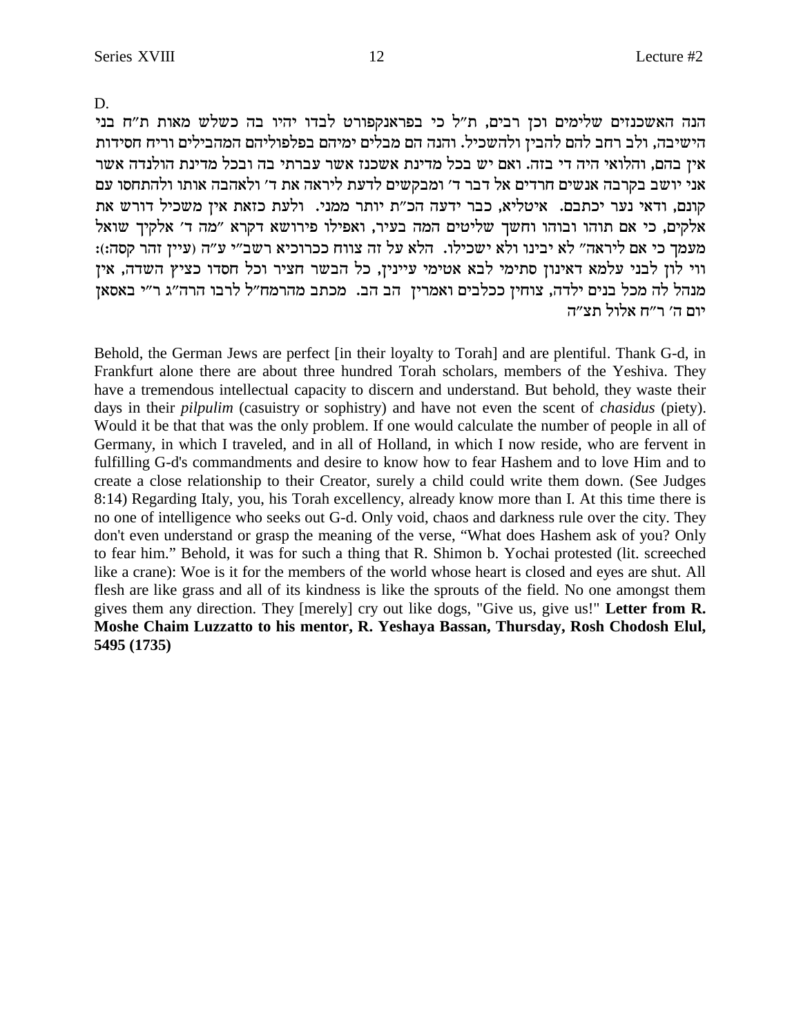D.

הנה האשכנזים שלימים וכן רבים, ת"ל כי בפראנקפורט לבדו יהיו בה כשלש מאות ת"ח בני הישיבה, ולב רחב להם להבין ולהשכיל. והנה הם מבלים ימיהם בפלפוליהם המהבילים וריח חסידות אין בהם, והלואי היה די בזה. ואם יש בכל מדינת אשכנז אשר עברתי בה ובכל מדינת הולנדה אשר אני יושב בקרבה אנשים חרדים אל דבר ד' ומבקשים לדעת ליראה את ד' ולאהבה אותו ולהתחסו עם קונם, ודאי נער יכתבם. איטליא, כבר ידעה הכ"ת יותר ממני. ולעת כזאת אין משכיל דורש את אלקים, כי אם תוהו ובוהו וחשך שליטים המה בעיר, ואפילו פירושא דקרא "מה ד' אלקיך שואל מעמך כי אם ליראה" לא יבינו ולא ישכילו. הלא על זה צווח ככרוכיא רשב"י ע"ה (עיין זהר קסה:): ווי לון לבני עלמא דאינון סתימי לבא אטימי עיינין, כל הבשר חציר וכל חסדו כציץ השדה, אין מנהל לה מכל בנים ילדה, צוחין ככלבים ואמרין הב הב. מכתב מהרמח"ל לרבו הרה"ג ר"י באסאן יום ה' ר"ח אלול תצ"ה

Behold, the German Jews are perfect [in their loyalty to Torah] and are plentiful. Thank G-d, in Frankfurt alone there are about three hundred Torah scholars, members of the Yeshiva. They have a tremendous intellectual capacity to discern and understand. But behold, they waste their days in their *pilpulim* (casuistry or sophistry) and have not even the scent of *chasidus* (piety). Would it be that that was the only problem. If one would calculate the number of people in all of Germany, in which I traveled, and in all of Holland, in which I now reside, who are fervent in fulfilling G-d's commandments and desire to know how to fear Hashem and to love Him and to create a close relationship to their Creator, surely a child could write them down. (See Judges 8:14) Regarding Italy, you, his Torah excellency, already know more than I. At this time there is no one of intelligence who seeks out G-d. Only void, chaos and darkness rule over the city. They don't even understand or grasp the meaning of the verse, "What does Hashem ask of you? Only to fear him." Behold, it was for such a thing that R. Shimon b. Yochai protested (lit. screeched like a crane): Woe is it for the members of the world whose heart is closed and eyes are shut. All flesh are like grass and all of its kindness is like the sprouts of the field. No one amongst them gives them any direction. They [merely] cry out like dogs, "Give us, give us!" **Letter from R. Moshe Chaim Luzzatto to his mentor, R. Yeshaya Bassan, Thursday, Rosh Chodosh Elul, 5495 (1735)**